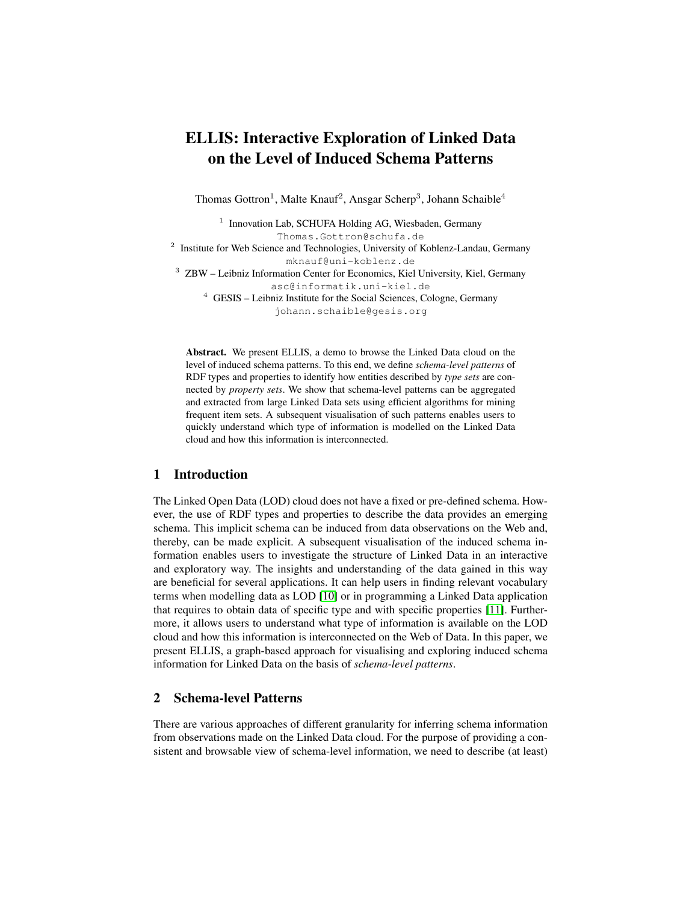# ELLIS: Interactive Exploration of Linked Data on the Level of Induced Schema Patterns

Thomas Gottron[1], Malte Knauf[2], Ansgar Scherp[3], Johann Schaible[4]

[1] Innovation Lab, SCHUFA Holding AG, Wiesbaden, Germany
Thomas.Gottron@schufa.de

[2] Institute for Web Science and Technologies, University of Koblenz-Landau, Germany
mknauf@uni-koblenz.de

[3] ZBW – Leibniz Information Center for Economics, Kiel University, Kiel, Germany
asc@informatik.uni-kiel.de

[4] GESIS – Leibniz Institute for the Social Sciences, Cologne, Germany
johann.schaible@gesis.org

**Abstract.** We present ELLIS, a demo to browse the Linked Data cloud on the level of induced schema patterns. To this end, we define *schema-level patterns* of RDF types and properties to identify how entities described by *type sets* are connected by *property sets*. We show that schema-level patterns can be aggregated and extracted from large Linked Data sets using efficient algorithms for mining frequent item sets. A subsequent visualisation of such patterns enables users to quickly understand which type of information is modelled on the Linked Data cloud and how this information is interconnected.

## 1 Introduction

The Linked Open Data (LOD) cloud does not have a fixed or pre-defined schema. However, the use of RDF types and properties to describe the data provides an emerging schema. This implicit schema can be induced from data observations on the Web and, thereby, can be made explicit. A subsequent visualisation of the induced schema information enables users to investigate the structure of Linked Data in an interactive and exploratory way. The insights and understanding of the data gained in this way are beneficial for several applications. It can help users in finding relevant vocabulary terms when modelling data as LOD [10] or in programming a Linked Data application that requires to obtain data of specific type and with specific properties [11]. Furthermore, it allows users to understand what type of information is available on the LOD cloud and how this information is interconnected on the Web of Data. In this paper, we present ELLIS, a graph-based approach for visualising and exploring induced schema information for Linked Data on the basis of *schema-level patterns*.

## 2 Schema-level Patterns

There are various approaches of different granularity for inferring schema information from observations made on the Linked Data cloud. For the purpose of providing a consistent and browsable view of schema-level information, we need to describe (at least)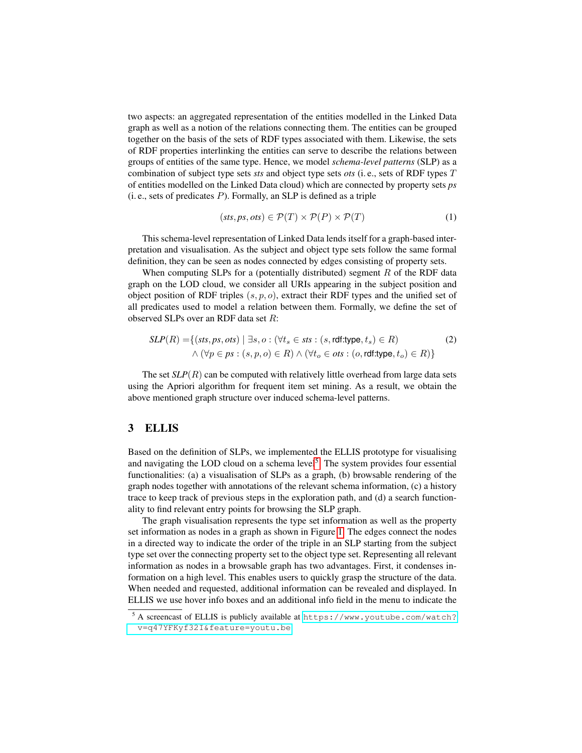two aspects: an aggregated representation of the entities modelled in the Linked Data graph as well as a notion of the relations connecting them. The entities can be grouped together on the basis of the sets of RDF types associated with them. Likewise, the sets of RDF properties interlinking the entities can serve to describe the relations between groups of entities of the same type. Hence, we model *schema-level patterns* (SLP) as a combination of subject type sets *sts* and object type sets *ots* (i. e., sets of RDF types $T$ of entities modelled on the Linked Data cloud) which are connected by property sets *ps* (i. e., sets of predicates $P$). Formally, an SLP is defined as a triple

$$(\mathit{sts}, \mathit{ps}, \mathit{ots}) \in \mathcal{P}(T) \times \mathcal{P}(P) \times \mathcal{P}(T) \tag{1}$$

This schema-level representation of Linked Data lends itself for a graph-based interpretation and visualisation. As the subject and object type sets follow the same formal definition, they can be seen as nodes connected by edges consisting of property sets.

When computing SLPs for a (potentially distributed) segment $R$ of the RDF data graph on the LOD cloud, we consider all URIs appearing in the subject position and object position of RDF triples $(s, p, o)$, extract their RDF types and the unified set of all predicates used to model a relation between them. Formally, we define the set of observed SLPs over an RDF data set $R$:

$$\begin{aligned} \mathit{SLP}(R) = \{ &(\mathit{sts}, \mathit{ps}, \mathit{ots}) \mid \exists s, o : (\forall t_s \in \mathit{sts} : (s, \textsf{rdf:type}, t_s) \in R) \\ &\wedge (\forall p \in \mathit{ps} : (s, p, o) \in R) \wedge (\forall t_o \in \mathit{ots} : (o, \textsf{rdf:type}, t_o) \in R) \} \end{aligned} \tag{2}$$

The set *SLP*$(R)$ can be computed with relatively little overhead from large data sets using the Apriori algorithm for frequent item set mining. As a result, we obtain the above mentioned graph structure over induced schema-level patterns.

## 3 ELLIS

Based on the definition of SLPs, we implemented the ELLIS prototype for visualising and navigating the LOD cloud on a schema level[5]. The system provides four essential functionalities: (a) a visualisation of SLPs as a graph, (b) browsable rendering of the graph nodes together with annotations of the relevant schema information, (c) a history trace to keep track of previous steps in the exploration path, and (d) a search functionality to find relevant entry points for browsing the SLP graph.

The graph visualisation represents the type set information as well as the property set information as nodes in a graph as shown in Figure 1. The edges connect the nodes in a directed way to indicate the order of the triple in an SLP starting from the subject type set over the connecting property set to the object type set. Representing all relevant information as nodes in a browsable graph has two advantages. First, it condenses information on a high level. This enables users to quickly grasp the structure of the data. When needed and requested, additional information can be revealed and displayed. In ELLIS we use hover info boxes and an additional info field in the menu to indicate the

[5] A screencast of ELLIS is publicly available at https://www.youtube.com/watch?v=q47YFKyf32I&feature=youtu.be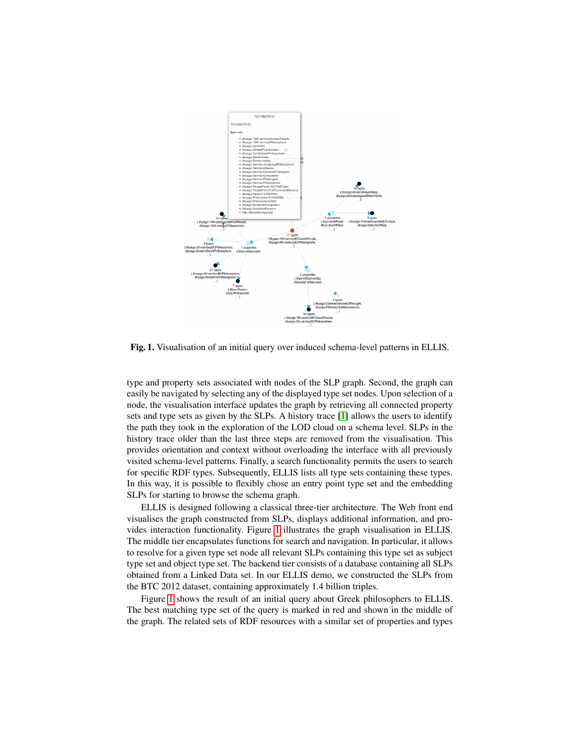Fig. 1. Visualisation of an initial query over induced schema-level patterns in ELLIS.

type and property sets associated with nodes of the SLP graph. Second, the graph can easily be navigated by selecting any of the displayed type set nodes. Upon selection of a node, the visualisation interface updates the graph by retrieving all connected property sets and type sets as given by the SLPs. A history trace [1] allows the users to identify the path they took in the exploration of the LOD cloud on a schema level. SLPs in the history trace older than the last three steps are removed from the visualisation. This provides orientation and context without overloading the interface with all previously visited schema-level patterns. Finally, a search functionality permits the users to search for specific RDF types. Subsequently, ELLIS lists all type sets containing these types. In this way, it is possible to flexibly chose an entry point type set and the embedding SLPs for starting to browse the schema graph.

ELLIS is designed following a classical three-tier architecture. The Web front end visualises the graph constructed from SLPs, displays additional information, and provides interaction functionality. Figure 1 illustrates the graph visualisation in ELLIS. The middle tier encapsulates functions for search and navigation. In particular, it allows to resolve for a given type set node all relevant SLPs containing this type set as subject type set and object type set. The backend tier consists of a database containing all SLPs obtained from a Linked Data set. In our ELLIS demo, we constructed the SLPs from the BTC 2012 dataset, containing approximately 1.4 billion triples.

Figure 1 shows the result of an initial query about Greek philosophers to ELLIS. The best matching type set of the query is marked in red and shown in the middle of the graph. The related sets of RDF resources with a similar set of properties and types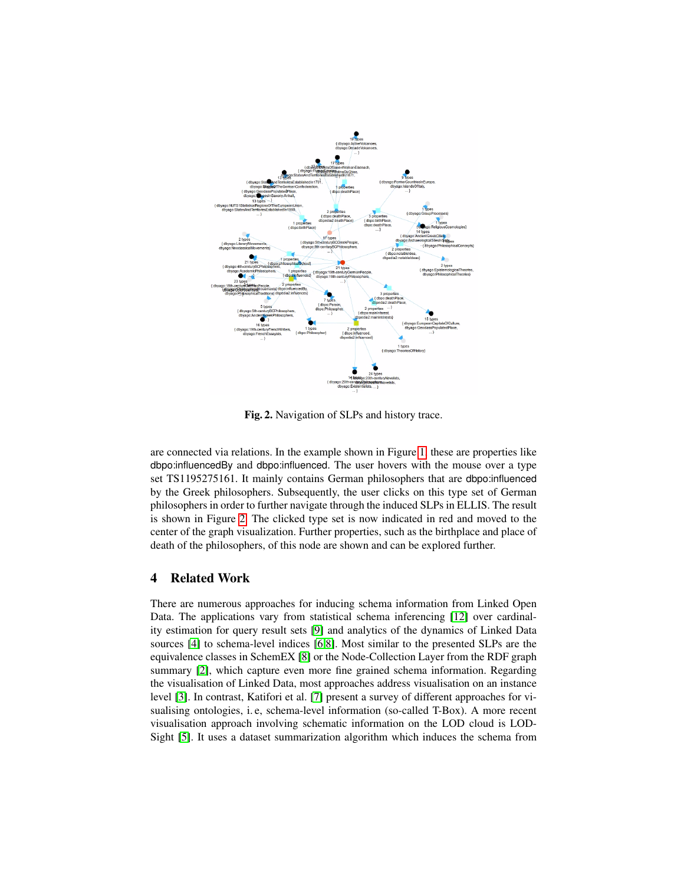Fig. 2. Navigation of SLPs and history trace.

are connected via relations. In the example shown in Figure 1, these are properties like dbpo:influencedBy and dbpo:influenced. The user hovers with the mouse over a type set TS1195275161. It mainly contains German philosophers that are dbpo:influenced by the Greek philosophers. Subsequently, the user clicks on this type set of German philosophers in order to further navigate through the induced SLPs in ELLIS. The result is shown in Figure 2. The clicked type set is now indicated in red and moved to the center of the graph visualization. Further properties, such as the birthplace and place of death of the philosophers, of this node are shown and can be explored further.

## 4 Related Work

There are numerous approaches for inducing schema information from Linked Open Data. The applications vary from statistical schema inferencing [12] over cardinality estimation for query result sets [9] and analytics of the dynamics of Linked Data sources [4] to schema-level indices [6,8]. Most similar to the presented SLPs are the equivalence classes in SchemEX [8] or the Node-Collection Layer from the RDF graph summary [2], which capture even more fine grained schema information. Regarding the visualisation of Linked Data, most approaches address visualisation on an instance level [3]. In contrast, Katifori et al. [7] present a survey of different approaches for visualising ontologies, i. e, schema-level information (so-called T-Box). A more recent visualisation approach involving schematic information on the LOD cloud is LOD-Sight [5]. It uses a dataset summarization algorithm which induces the schema from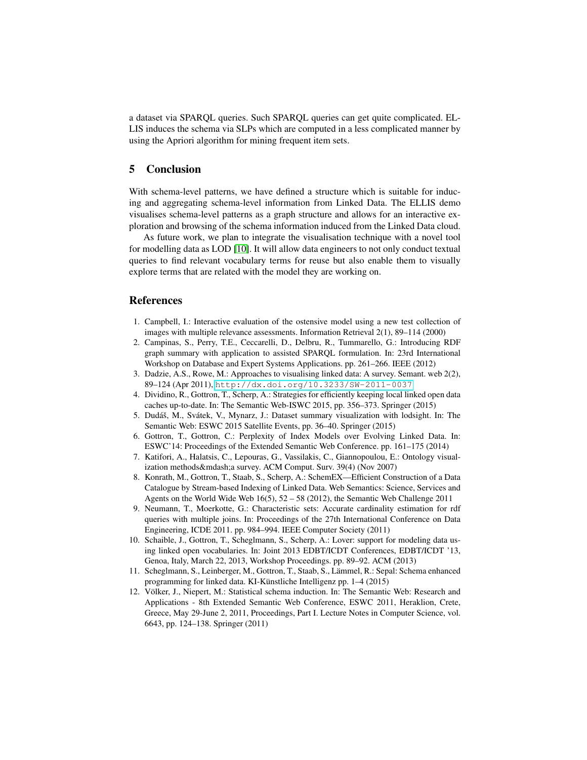a dataset via SPARQL queries. Such SPARQL queries can get quite complicated. ELLIS induces the schema via SLPs which are computed in a less complicated manner by using the Apriori algorithm for mining frequent item sets.

## 5 Conclusion

With schema-level patterns, we have defined a structure which is suitable for inducing and aggregating schema-level information from Linked Data. The ELLIS demo visualises schema-level patterns as a graph structure and allows for an interactive exploration and browsing of the schema information induced from the Linked Data cloud.

As future work, we plan to integrate the visualisation technique with a novel tool for modelling data as LOD [10]. It will allow data engineers to not only conduct textual queries to find relevant vocabulary terms for reuse but also enable them to visually explore terms that are related with the model they are working on.

## References

1. Campbell, I.: Interactive evaluation of the ostensive model using a new test collection of images with multiple relevance assessments. Information Retrieval 2(1), 89–114 (2000)
2. Campinas, S., Perry, T.E., Ceccarelli, D., Delbru, R., Tummarello, G.: Introducing RDF graph summary with application to assisted SPARQL formulation. In: 23rd International Workshop on Database and Expert Systems Applications. pp. 261–266. IEEE (2012)
3. Dadzie, A.S., Rowe, M.: Approaches to visualising linked data: A survey. Semant. web 2(2), 89–124 (Apr 2011), `http://dx.doi.org/10.3233/SW-2011-0037`
4. Dividino, R., Gottron, T., Scherp, A.: Strategies for efficiently keeping local linked open data caches up-to-date. In: The Semantic Web-ISWC 2015, pp. 356–373. Springer (2015)
5. Dudáš, M., Svátek, V., Mynarz, J.: Dataset summary visualization with lodsight. In: The Semantic Web: ESWC 2015 Satellite Events, pp. 36–40. Springer (2015)
6. Gottron, T., Gottron, C.: Perplexity of Index Models over Evolving Linked Data. In: ESWC'14: Proceedings of the Extended Semantic Web Conference. pp. 161–175 (2014)
7. Katifori, A., Halatsis, C., Lepouras, G., Vassilakis, C., Giannopoulou, E.: Ontology visualization methods&mdash;a survey. ACM Comput. Surv. 39(4) (Nov 2007)
8. Konrath, M., Gottron, T., Staab, S., Scherp, A.: SchemEX—Efficient Construction of a Data Catalogue by Stream-based Indexing of Linked Data. Web Semantics: Science, Services and Agents on the World Wide Web 16(5), 52 – 58 (2012), the Semantic Web Challenge 2011
9. Neumann, T., Moerkotte, G.: Characteristic sets: Accurate cardinality estimation for rdf queries with multiple joins. In: Proceedings of the 27th International Conference on Data Engineering, ICDE 2011. pp. 984–994. IEEE Computer Society (2011)
10. Schaible, J., Gottron, T., Scheglmann, S., Scherp, A.: Lover: support for modeling data using linked open vocabularies. In: Joint 2013 EDBT/ICDT Conferences, EDBT/ICDT '13, Genoa, Italy, March 22, 2013, Workshop Proceedings. pp. 89–92. ACM (2013)
11. Scheglmann, S., Leinberger, M., Gottron, T., Staab, S., Lämmel, R.: Sepal: Schema enhanced programming for linked data. KI-Künstliche Intelligenz pp. 1–4 (2015)
12. Völker, J., Niepert, M.: Statistical schema induction. In: The Semantic Web: Research and Applications - 8th Extended Semantic Web Conference, ESWC 2011, Heraklion, Crete, Greece, May 29-June 2, 2011, Proceedings, Part I. Lecture Notes in Computer Science, vol. 6643, pp. 124–138. Springer (2011)